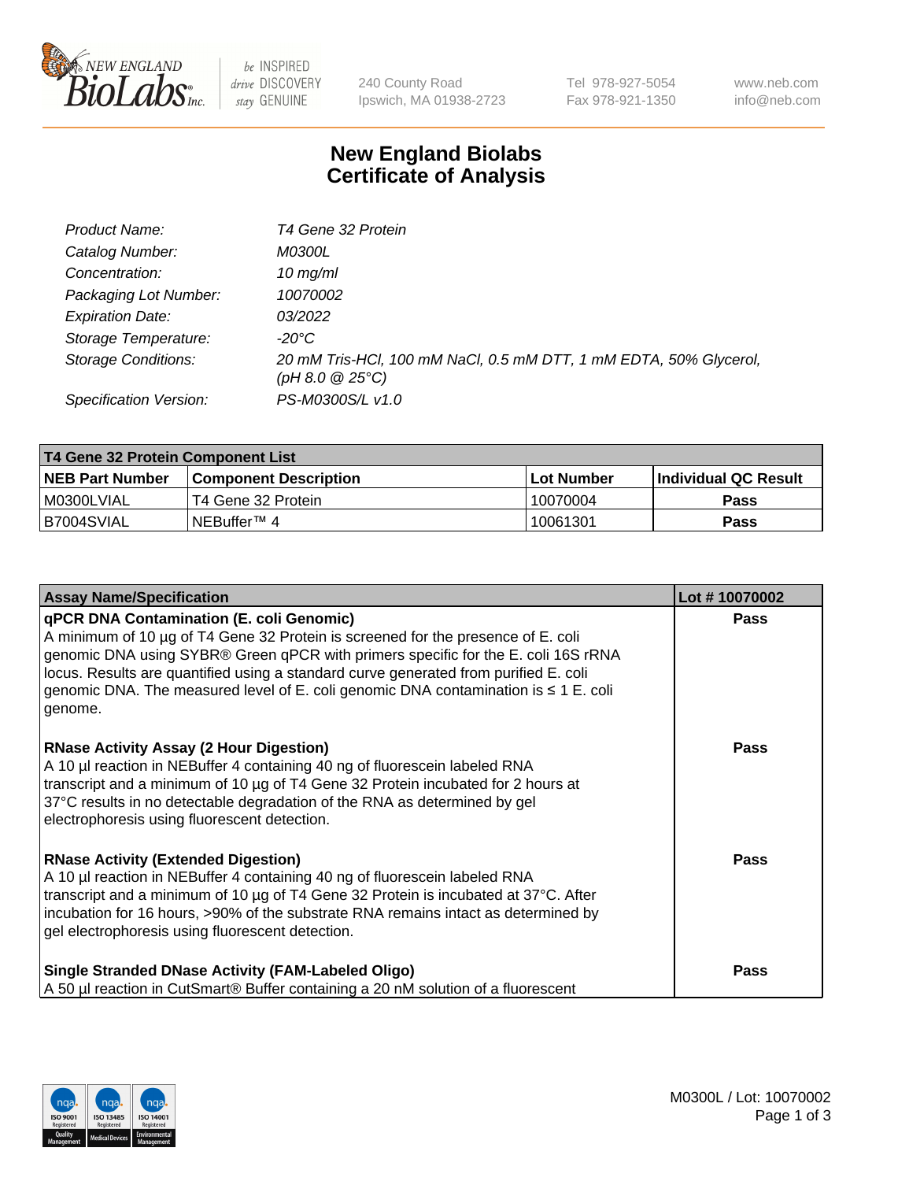# New England Biolabs
# Certificate of Analysis

| | |
|---|---|
| *Product Name:* | *T4 Gene 32 Protein* |
| *Catalog Number:* | *M0300L* |
| *Concentration:* | *10 mg/ml* |
| *Packaging Lot Number:* | *10070002* |
| *Expiration Date:* | *03/2022* |
| *Storage Temperature:* | *-20°C* |
| *Storage Conditions:* | *20 mM Tris-HCl, 100 mM NaCl, 0.5 mM DTT, 1 mM EDTA, 50% Glycerol, (pH 8.0 @ 25°C)* |
| *Specification Version:* | *PS-M0300S/L v1.0* |

| T4 Gene 32 Protein Component List | | | |
|---|---|---|---|
| **NEB Part Number** | **Component Description** | **Lot Number** | **Individual QC Result** |
| M0300LVIAL | T4 Gene 32 Protein | 10070004 | **Pass** |
| B7004SVIAL | NEBuffer™ 4 | 10061301 | **Pass** |

| Assay Name/Specification | Lot # 10070002 |
|---|---|
| **qPCR DNA Contamination (E. coli Genomic)** A minimum of 10 µg of T4 Gene 32 Protein is screened for the presence of E. coli genomic DNA using SYBR® Green qPCR with primers specific for the E. coli 16S rRNA locus. Results are quantified using a standard curve generated from purified E. coli genomic DNA. The measured level of E. coli genomic DNA contamination is ≤ 1 E. coli genome. | **Pass** |
| **RNase Activity Assay (2 Hour Digestion)** A 10 µl reaction in NEBuffer 4 containing 40 ng of fluorescein labeled RNA transcript and a minimum of 10 µg of T4 Gene 32 Protein incubated for 2 hours at 37°C results in no detectable degradation of the RNA as determined by gel electrophoresis using fluorescent detection. | **Pass** |
| **RNase Activity (Extended Digestion)** A 10 µl reaction in NEBuffer 4 containing 40 ng of fluorescein labeled RNA transcript and a minimum of 10 µg of T4 Gene 32 Protein is incubated at 37°C. After incubation for 16 hours, >90% of the substrate RNA remains intact as determined by gel electrophoresis using fluorescent detection. | **Pass** |
| **Single Stranded DNase Activity (FAM-Labeled Oligo)** A 50 µl reaction in CutSmart® Buffer containing a 20 nM solution of a fluorescent | **Pass** |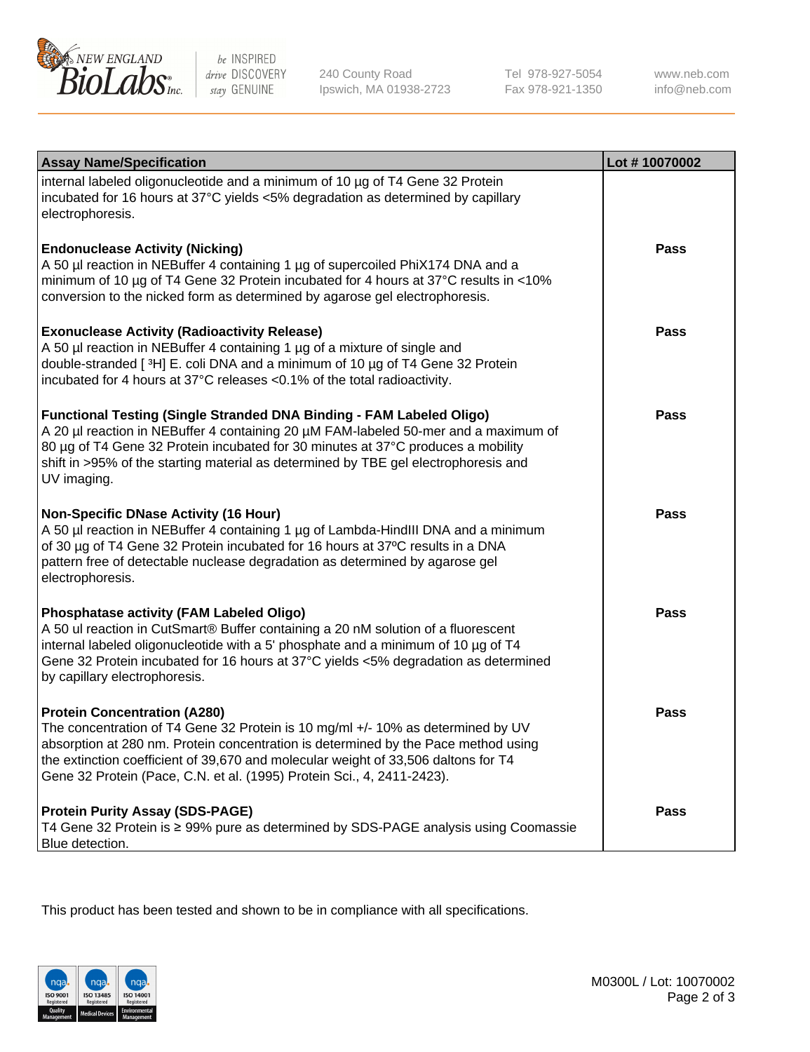| Assay Name/Specification | Lot # 10070002 |
| --- | --- |
| internal labeled oligonucleotide and a minimum of 10 µg of T4 Gene 32 Protein incubated for 16 hours at 37°C yields <5% degradation as determined by capillary electrophoresis. | |
| **Endonuclease Activity (Nicking)**<br>A 50 µl reaction in NEBuffer 4 containing 1 µg of supercoiled PhiX174 DNA and a minimum of 10 µg of T4 Gene 32 Protein incubated for 4 hours at 37°C results in <10% conversion to the nicked form as determined by agarose gel electrophoresis. | Pass |
| **Exonuclease Activity (Radioactivity Release)**<br>A 50 µl reaction in NEBuffer 4 containing 1 µg of a mixture of single and double-stranded [ $^3$H] E. coli DNA and a minimum of 10 µg of T4 Gene 32 Protein incubated for 4 hours at 37°C releases <0.1% of the total radioactivity. | Pass |
| **Functional Testing (Single Stranded DNA Binding - FAM Labeled Oligo)**<br>A 20 µl reaction in NEBuffer 4 containing 20 µM FAM-labeled 50-mer and a maximum of 80 µg of T4 Gene 32 Protein incubated for 30 minutes at 37°C produces a mobility shift in >95% of the starting material as determined by TBE gel electrophoresis and UV imaging. | Pass |
| **Non-Specific DNase Activity (16 Hour)**<br>A 50 µl reaction in NEBuffer 4 containing 1 µg of Lambda-HindIII DNA and a minimum of 30 µg of T4 Gene 32 Protein incubated for 16 hours at 37ºC results in a DNA pattern free of detectable nuclease degradation as determined by agarose gel electrophoresis. | Pass |
| **Phosphatase activity (FAM Labeled Oligo)**<br>A 50 ul reaction in CutSmart® Buffer containing a 20 nM solution of a fluorescent internal labeled oligonucleotide with a 5' phosphate and a minimum of 10 µg of T4 Gene 32 Protein incubated for 16 hours at 37°C yields <5% degradation as determined by capillary electrophoresis. | Pass |
| **Protein Concentration (A280)**<br>The concentration of T4 Gene 32 Protein is 10 mg/ml +/- 10% as determined by UV absorption at 280 nm. Protein concentration is determined by the Pace method using the extinction coefficient of 39,670 and molecular weight of 33,506 daltons for T4 Gene 32 Protein (Pace, C.N. et al. (1995) Protein Sci., 4, 2411-2423). | Pass |
| **Protein Purity Assay (SDS-PAGE)**<br>T4 Gene 32 Protein is ≥ 99% pure as determined by SDS-PAGE analysis using Coomassie Blue detection. | Pass |

This product has been tested and shown to be in compliance with all specifications.

M0300L / Lot: 10070002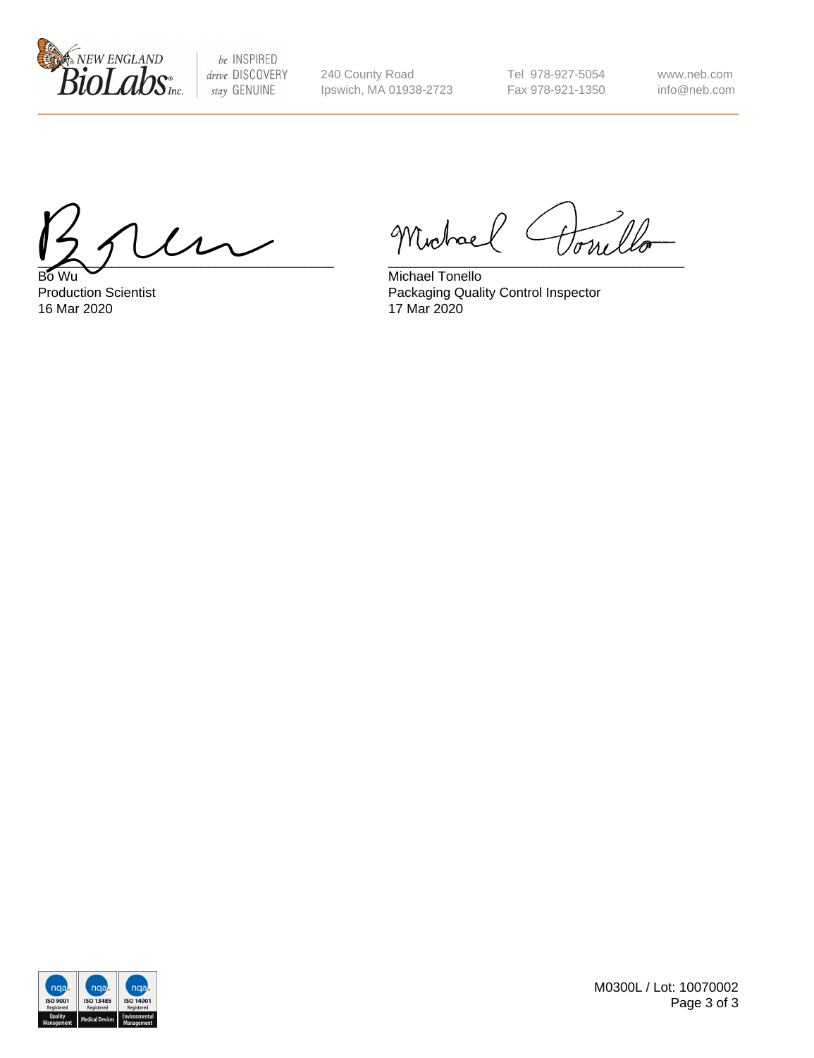Bo Wu
Production Scientist
16 Mar 2020

Michael Tonello
Packaging Quality Control Inspector
17 Mar 2020